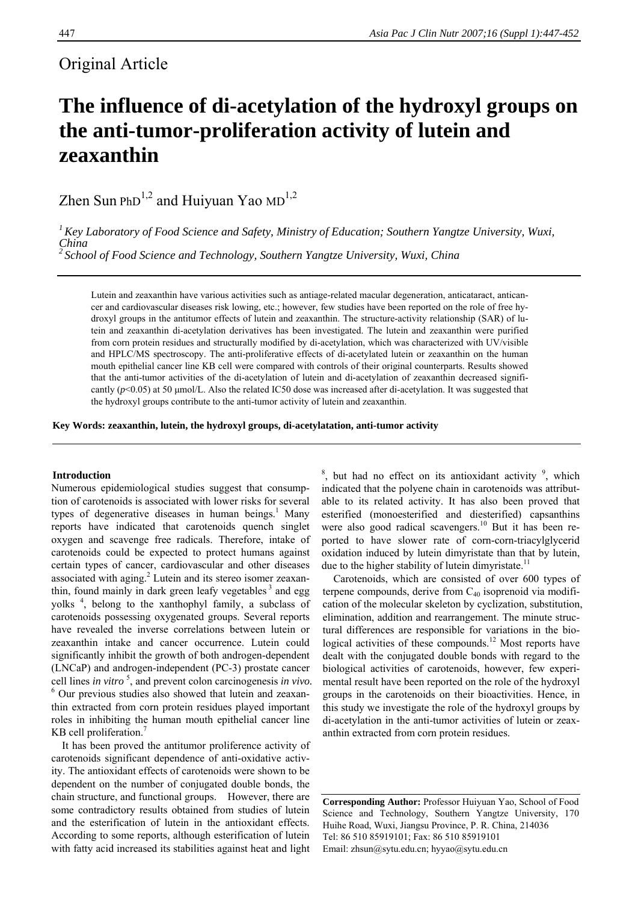Original Article

# The influence of di-acetylation of the hydroxyl groups on the anti-tumor-proliferation activity of lutein and zeaxanthin

Zhen Sun PhD[1,2] and Huiyuan Yao MD[1,2]

*[1] Key Laboratory of Food Science and Safety, Ministry of Education; Southern Yangtze University, Wuxi, China*
*[2] School of Food Science and Technology, Southern Yangtze University, Wuxi, China*

Lutein and zeaxanthin have various activities such as antiage-related macular degeneration, anticataract, anticancer and cardiovascular diseases risk lowing, etc.; however, few studies have been reported on the role of free hydroxyl groups in the antitumor effects of lutein and zeaxanthin. The structure-activity relationship (SAR) of lutein and zeaxanthin di-acetylation derivatives has been investigated. The lutein and zeaxanthin were purified from corn protein residues and structurally modified by di-acetylation, which was characterized with UV/visible and HPLC/MS spectroscopy. The anti-proliferative effects of di-acetylated lutein or zeaxanthin on the human mouth epithelial cancer line KB cell were compared with controls of their original counterparts. Results showed that the anti-tumor activities of the di-acetylation of lutein and di-acetylation of zeaxanthin decreased significantly ($p<0.05$) at 50 μmol/L. Also the related IC50 dose was increased after di-acetylation. It was suggested that the hydroxyl groups contribute to the anti-tumor activity of lutein and zeaxanthin.

**Key Words: zeaxanthin, lutein, the hydroxyl groups, di-acetylatation, anti-tumor activity**

## Introduction

Numerous epidemiological studies suggest that consumption of carotenoids is associated with lower risks for several types of degenerative diseases in human beings.[1] Many reports have indicated that carotenoids quench singlet oxygen and scavenge free radicals. Therefore, intake of carotenoids could be expected to protect humans against certain types of cancer, cardiovascular and other diseases associated with aging.[2] Lutein and its stereo isomer zeaxanthin, found mainly in dark green leafy vegetables [3] and egg yolks [4], belong to the xanthophyl family, a subclass of carotenoids possessing oxygenated groups. Several reports have revealed the inverse correlations between lutein or zeaxanthin intake and cancer occurrence. Lutein could significantly inhibit the growth of both androgen-dependent (LNCaP) and androgen-independent (PC-3) prostate cancer cell lines *in vitro* [5], and prevent colon carcinogenesis *in vivo.* [6] Our previous studies also showed that lutein and zeaxanthin extracted from corn protein residues played important roles in inhibiting the human mouth epithelial cancer line KB cell proliferation.[7]

It has been proved the antitumor proliference activity of carotenoids significant dependence of anti-oxidative activity. The antioxidant effects of carotenoids were shown to be dependent on the number of conjugated double bonds, the chain structure, and functional groups. However, there are some contradictory results obtained from studies of lutein and the esterification of lutein in the antioxidant effects. According to some reports, although esterification of lutein with fatty acid increased its stabilities against heat and light [8], but had no effect on its antioxidant activity [9], which indicated that the polyene chain in carotenoids was attributable to its related activity. It has also been proved that esterified (monoesterified and diesterified) capsanthins were also good radical scavengers.[10] But it has been reported to have slower rate of corn-corn-triacylglycerid oxidation induced by lutein dimyristate than that by lutein, due to the higher stability of lutein dimyristate.[11]

Carotenoids, which are consisted of over 600 types of terpene compounds, derive from $C_{40}$ isoprenoid via modification of the molecular skeleton by cyclization, substitution, elimination, addition and rearrangement. The minute structural differences are responsible for variations in the biological activities of these compounds.[12] Most reports have dealt with the conjugated double bonds with regard to the biological activities of carotenoids, however, few experimental result have been reported on the role of the hydroxyl groups in the carotenoids on their bioactivities. Hence, in this study we investigate the role of the hydroxyl groups by di-acetylation in the anti-tumor activities of lutein or zeaxanthin extracted from corn protein residues.

**Corresponding Author:** Professor Huiyuan Yao, School of Food Science and Technology, Southern Yangtze University, 170 Huihe Road, Wuxi, Jiangsu Province, P. R. China, 214036
Tel: 86 510 85919101; Fax: 86 510 85919101
Email: zhsun@sytu.edu.cn; hyyao@sytu.edu.cn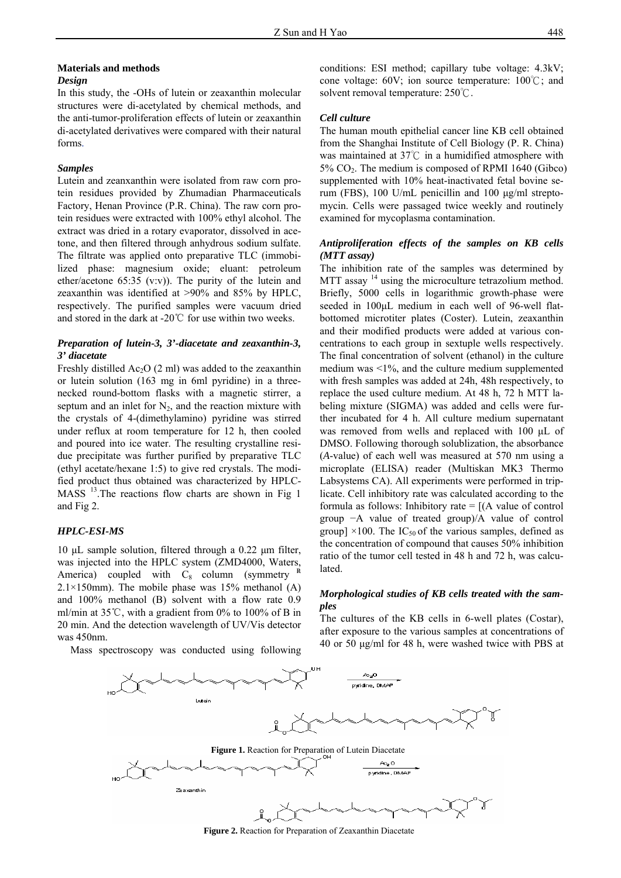## Materials and methods

### *Design*

In this study, the -OHs of lutein or zeaxanthin molecular structures were di-acetylated by chemical methods, and the anti-tumor-proliferation effects of lutein or zeaxanthin di-acetylated derivatives were compared with their natural forms.

### *Samples*

Lutein and zeanxanthin were isolated from raw corn protein residues provided by Zhumadian Pharmaceuticals Factory, Henan Province (P.R. China). The raw corn protein residues were extracted with 100% ethyl alcohol. The extract was dried in a rotary evaporator, dissolved in acetone, and then filtered through anhydrous sodium sulfate. The filtrate was applied onto preparative TLC (immobilized phase: magnesium oxide; eluant: petroleum ether/acetone 65:35 (v:v)). The purity of the lutein and zeaxanthin was identified at >90% and 85% by HPLC, respectively. The purified samples were vacuum dried and stored in the dark at -20℃ for use within two weeks.

### *Preparation of lutein-3, 3'-diacetate and zeaxanthin-3, 3' diacetate*

Freshly distilled $Ac_2O$ (2 ml) was added to the zeaxanthin or lutein solution (163 mg in 6ml pyridine) in a three-necked round-bottom flasks with a magnetic stirrer, a septum and an inlet for $N_2$, and the reaction mixture with the crystals of 4-(dimethylamino) pyridine was stirred under reflux at room temperature for 12 h, then cooled and poured into ice water. The resulting crystalline residue precipitate was further purified by preparative TLC (ethyl acetate/hexane 1:5) to give red crystals. The modified product thus obtained was characterized by HPLC-MASS [13].The reactions flow charts are shown in Fig 1 and Fig 2.

### *HPLC-ESI-MS*

10 μL sample solution, filtered through a 0.22 μm filter, was injected into the HPLC system (ZMD4000, Waters, America) coupled with $C_8$ column (symmetry ® 2.1×150mm). The mobile phase was 15% methanol (A) and 100% methanol (B) solvent with a flow rate 0.9 ml/min at 35℃, with a gradient from 0% to 100% of B in 20 min. And the detection wavelength of UV/Vis detector was 450nm.

Mass spectroscopy was conducted using following conditions: ESI method; capillary tube voltage: 4.3kV; cone voltage: 60V; ion source temperature: 100℃; and solvent removal temperature: 250℃.

### *Cell culture*

The human mouth epithelial cancer line KB cell obtained from the Shanghai Institute of Cell Biology (P. R. China) was maintained at 37℃ in a humidified atmosphere with 5% $CO_2$. The medium is composed of RPMI 1640 (Gibco) supplemented with 10% heat-inactivated fetal bovine serum (FBS), 100 U/mL penicillin and 100 μg/ml streptomycin. Cells were passaged twice weekly and routinely examined for mycoplasma contamination.

### *Antiproliferation effects of the samples on KB cells (MTT assay)*

The inhibition rate of the samples was determined by MTT assay [14] using the microculture tetrazolium method. Briefly, 5000 cells in logarithmic growth-phase were seeded in 100μL medium in each well of 96-well flat-bottomed microtiter plates (Coster). Lutein, zeaxanthin and their modified products were added at various concentrations to each group in sextuple wells respectively. The final concentration of solvent (ethanol) in the culture medium was <1%, and the culture medium supplemented with fresh samples was added at 24h, 48h respectively, to replace the used culture medium. At 48 h, 72 h MTT labeling mixture (SIGMA) was added and cells were further incubated for 4 h. All culture medium supernatant was removed from wells and replaced with 100 μL of DMSO. Following thorough solublization, the absorbance (*A*-value) of each well was measured at 570 nm using a microplate (ELISA) reader (Multiskan MK3 Thermo Labsystems CA). All experiments were performed in triplicate. Cell inhibitory rate was calculated according to the formula as follows: Inhibitory rate = [(A value of control group −A value of treated group)/A value of control group] ×100. The $IC_{50}$ of the various samples, defined as the concentration of compound that causes 50% inhibition ratio of the tumor cell tested in 48 h and 72 h, was calculated.

### *Morphological studies of KB cells treated with the samples*

The cultures of the KB cells in 6-well plates (Costar), after exposure to the various samples at concentrations of 40 or 50 μg/ml for 48 h, were washed twice with PBS at

**Figure 1.** Reaction for Preparation of Lutein Diacetate

**Figure 2.** Reaction for Preparation of Zeaxanthin Diacetate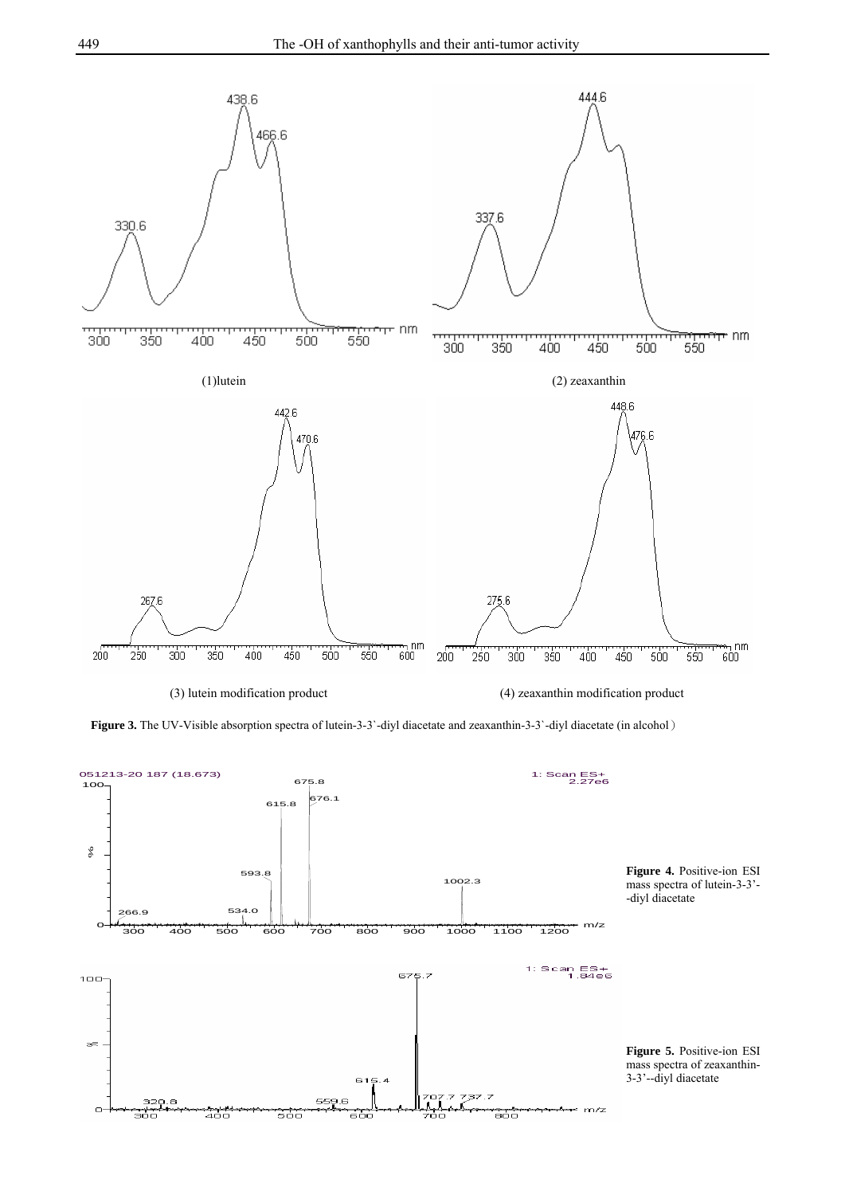(1)lutein

(2) zeaxanthin

(3) lutein modification product

(4) zeaxanthin modification product

**Figure 3.** The UV-Visible absorption spectra of lutein-3-3`-diyl diacetate and zeaxanthin-3-3`-diyl diacetate (in alcohol）

**Figure 4.** Positive-ion ESI mass spectra of lutein-3-3'--diyl diacetate

**Figure 5.** Positive-ion ESI mass spectra of zeaxanthin-3-3'--diyl diacetate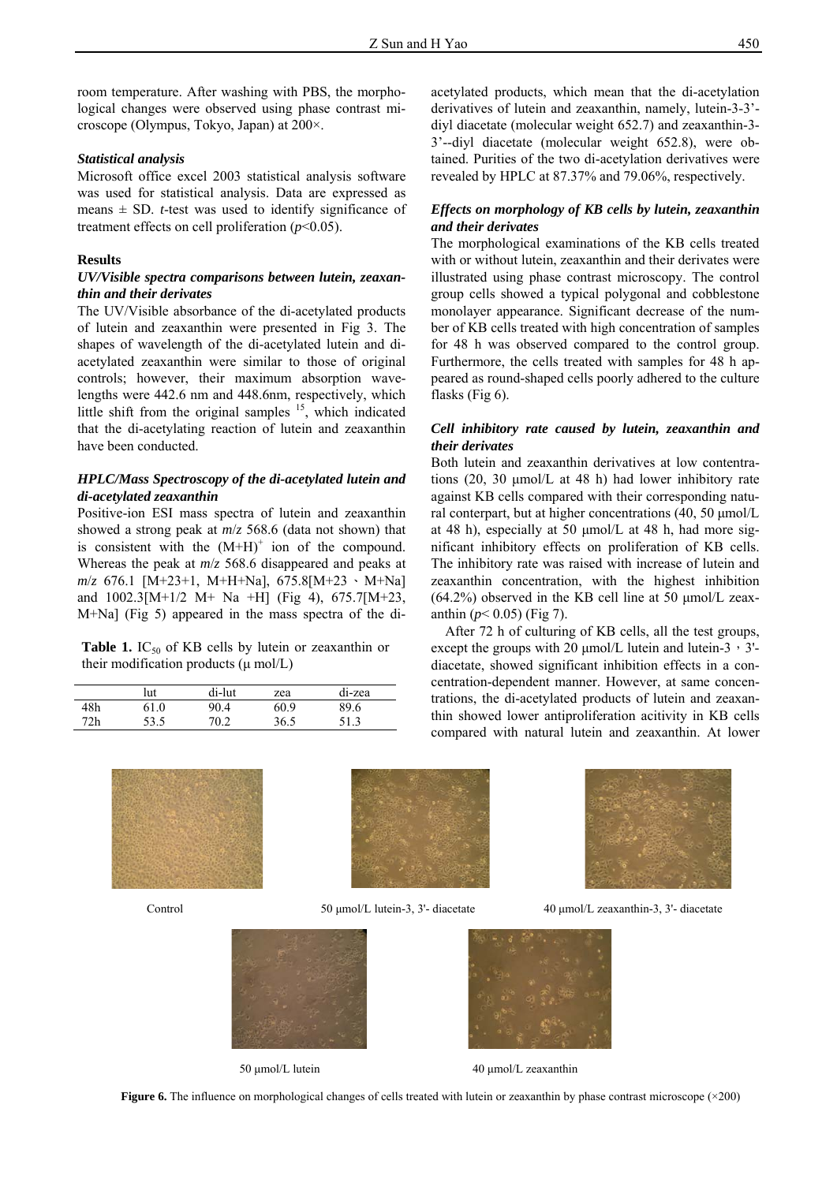room temperature. After washing with PBS, the morphological changes were observed using phase contrast microscope (Olympus, Tokyo, Japan) at 200×.

### *Statistical analysis*

Microsoft office excel 2003 statistical analysis software was used for statistical analysis. Data are expressed as means ± SD. *t*-test was used to identify significance of treatment effects on cell proliferation ($p$<0.05).

## Results

### *UV/Visible spectra comparisons between lutein, zeaxanthin and their derivates*

The UV/Visible absorbance of the di-acetylated products of lutein and zeaxanthin were presented in Fig 3. The shapes of wavelength of the di-acetylated lutein and di-acetylated zeaxanthin were similar to those of original controls; however, their maximum absorption wavelengths were 442.6 nm and 448.6nm, respectively, which little shift from the original samples [15], which indicated that the di-acetylating reaction of lutein and zeaxanthin have been conducted.

### *HPLC/Mass Spectroscopy of the di-acetylated lutein and di-acetylated zeaxanthin*

Positive-ion ESI mass spectra of lutein and zeaxanthin showed a strong peak at *m*/*z* 568.6 (data not shown) that is consistent with the $(M+H)^+$ ion of the compound. Whereas the peak at *m*/*z* 568.6 disappeared and peaks at *m*/*z* 676.1 [M+23+1, M+H+Na], 675.8[M+23、M+Na] and 1002.3[M+1/2 M+ Na +H] (Fig 4), 675.7[M+23, M+Na] (Fig 5) appeared in the mass spectra of the di-acetylated products, which mean that the di-acetylation derivatives of lutein and zeaxanthin, namely, lutein-3-3'-diyl diacetate (molecular weight 652.7) and zeaxanthin-3-3'--diyl diacetate (molecular weight 652.8), were obtained. Purities of the two di-acetylation derivatives were revealed by HPLC at 87.37% and 79.06%, respectively.

**Table 1.** $IC_{50}$ of KB cells by lutein or zeaxanthin or their modification products (μ mol/L)

| | lut | di-lut | zea | di-zea |
|---|---|---|---|---|
| 48h | 61.0 | 90.4 | 60.9 | 89.6 |
| 72h | 53.5 | 70.2 | 36.5 | 51.3 |

### *Effects on morphology of KB cells by lutein, zeaxanthin and their derivates*

The morphological examinations of the KB cells treated with or without lutein, zeaxanthin and their derivates were illustrated using phase contrast microscopy. The control group cells showed a typical polygonal and cobblestone monolayer appearance. Significant decrease of the number of KB cells treated with high concentration of samples for 48 h was observed compared to the control group. Furthermore, the cells treated with samples for 48 h appeared as round-shaped cells poorly adhered to the culture flasks (Fig 6).

### *Cell inhibitory rate caused by lutein, zeaxanthin and their derivates*

Both lutein and zeaxanthin derivatives at low contentrations (20, 30 μmol/L at 48 h) had lower inhibitory rate against KB cells compared with their corresponding natural conterpart, but at higher concentrations (40, 50 μmol/L at 48 h), especially at 50 μmol/L at 48 h, had more significant inhibitory effects on proliferation of KB cells. The inhibitory rate was raised with increase of lutein and zeaxanthin concentration, with the highest inhibition (64.2%) observed in the KB cell line at 50 μmol/L zeaxanthin ($p$< 0.05) (Fig 7).

After 72 h of culturing of KB cells, all the test groups, except the groups with 20 μmol/L lutein and lutein-3，3'-diacetate, showed significant inhibition effects in a concentration-dependent manner. However, at same concentrations, the di-acetylated products of lutein and zeaxanthin showed lower antiproliferation acitivity in KB cells compared with natural lutein and zeaxanthin. At lower

Control

50 μmol/L lutein-3, 3'- diacetate

40 μmol/L zeaxanthin-3, 3'- diacetate

50 μmol/L lutein

40 μmol/L zeaxanthin

**Figure 6.** The influence on morphological changes of cells treated with lutein or zeaxanthin by phase contrast microscope (×200)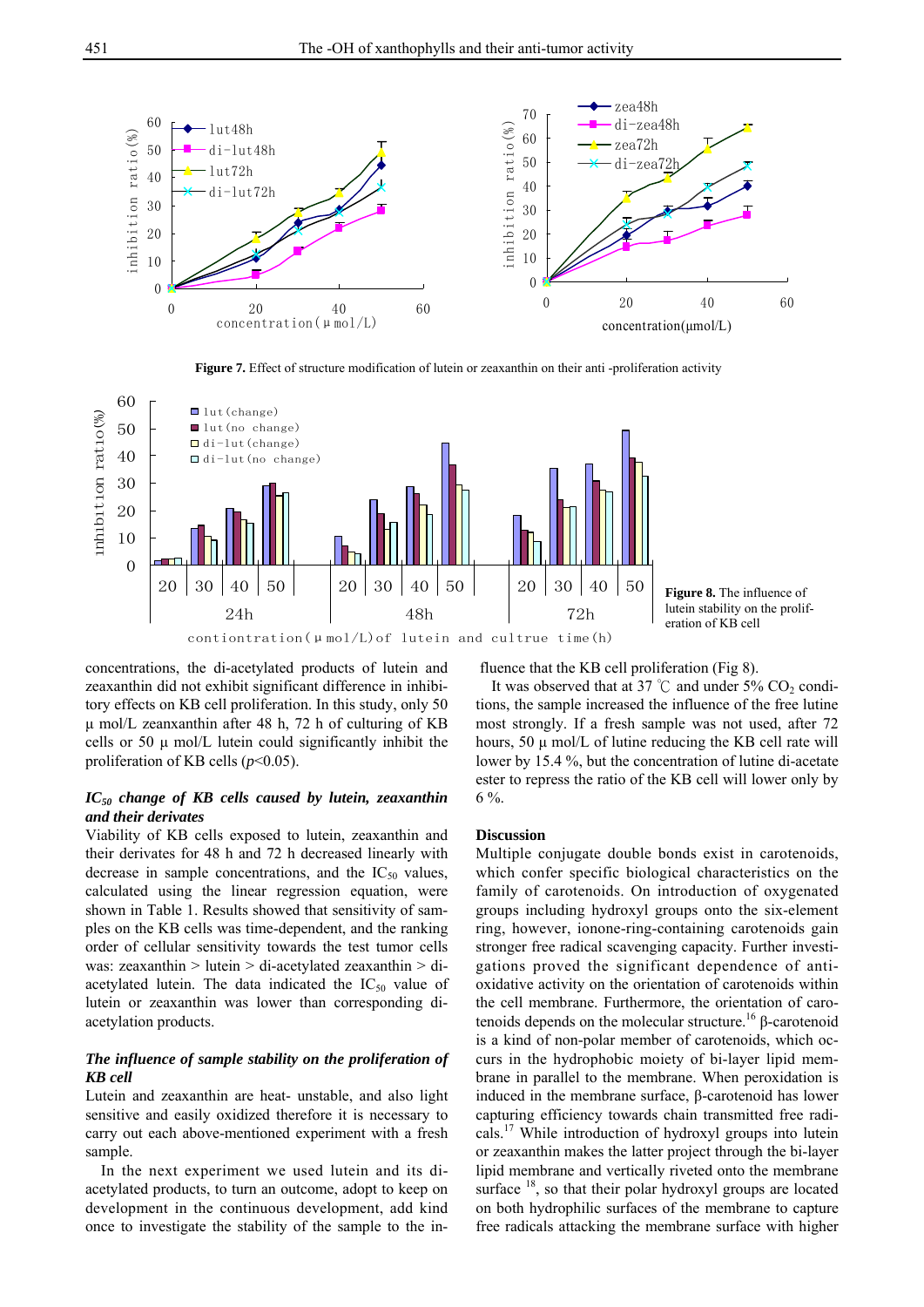**Figure 7.** Effect of structure modification of lutein or zeaxanthin on their anti -proliferation activity

**Figure 8.** The influence of lutein stability on the proliferation of KB cell

concentrations, the di-acetylated products of lutein and zeaxanthin did not exhibit significant difference in inhibitory effects on KB cell proliferation. In this study, only 50 μ mol/L zeanxanthin after 48 h, 72 h of culturing of KB cells or 50 μ mol/L lutein could significantly inhibit the proliferation of KB cells ($p$<0.05).

### *IC$_{50}$ change of KB cells caused by lutein, zeaxanthin and their derivates*

Viability of KB cells exposed to lutein, zeaxanthin and their derivates for 48 h and 72 h decreased linearly with decrease in sample concentrations, and the IC$_{50}$ values, calculated using the linear regression equation, were shown in Table 1. Results showed that sensitivity of samples on the KB cells was time-dependent, and the ranking order of cellular sensitivity towards the test tumor cells was: zeaxanthin > lutein > di-acetylated zeaxanthin > di-acetylated lutein. The data indicated the IC$_{50}$ value of lutein or zeaxanthin was lower than corresponding di-acetylation products.

### *The influence of sample stability on the proliferation of KB cell*

Lutein and zeaxanthin are heat- unstable, and also light sensitive and easily oxidized therefore it is necessary to carry out each above-mentioned experiment with a fresh sample.

In the next experiment we used lutein and its di-acetylated products, to turn an outcome, adopt to keep on development in the continuous development, add kind once to investigate the stability of the sample to the influence that the KB cell proliferation (Fig 8).

It was observed that at 37 ℃ and under 5% $CO_2$ conditions, the sample increased the influence of the free lutine most strongly. If a fresh sample was not used, after 72 hours, 50 μ mol/L of lutine reducing the KB cell rate will lower by 15.4 %, but the concentration of lutine di-acetate ester to repress the ratio of the KB cell will lower only by 6 %.

## Discussion

Multiple conjugate double bonds exist in carotenoids, which confer specific biological characteristics on the family of carotenoids. On introduction of oxygenated groups including hydroxyl groups onto the six-element ring, however, ionone-ring-containing carotenoids gain stronger free radical scavenging capacity. Further investigations proved the significant dependence of anti-oxidative activity on the orientation of carotenoids within the cell membrane. Furthermore, the orientation of carotenoids depends on the molecular structure.[16] β-carotenoid is a kind of non-polar member of carotenoids, which occurs in the hydrophobic moiety of bi-layer lipid membrane in parallel to the membrane. When peroxidation is induced in the membrane surface, β-carotenoid has lower capturing efficiency towards chain transmitted free radicals.[17] While introduction of hydroxyl groups into lutein or zeaxanthin makes the latter project through the bi-layer lipid membrane and vertically riveted onto the membrane surface [18], so that their polar hydroxyl groups are located on both hydrophilic surfaces of the membrane to capture free radicals attacking the membrane surface with higher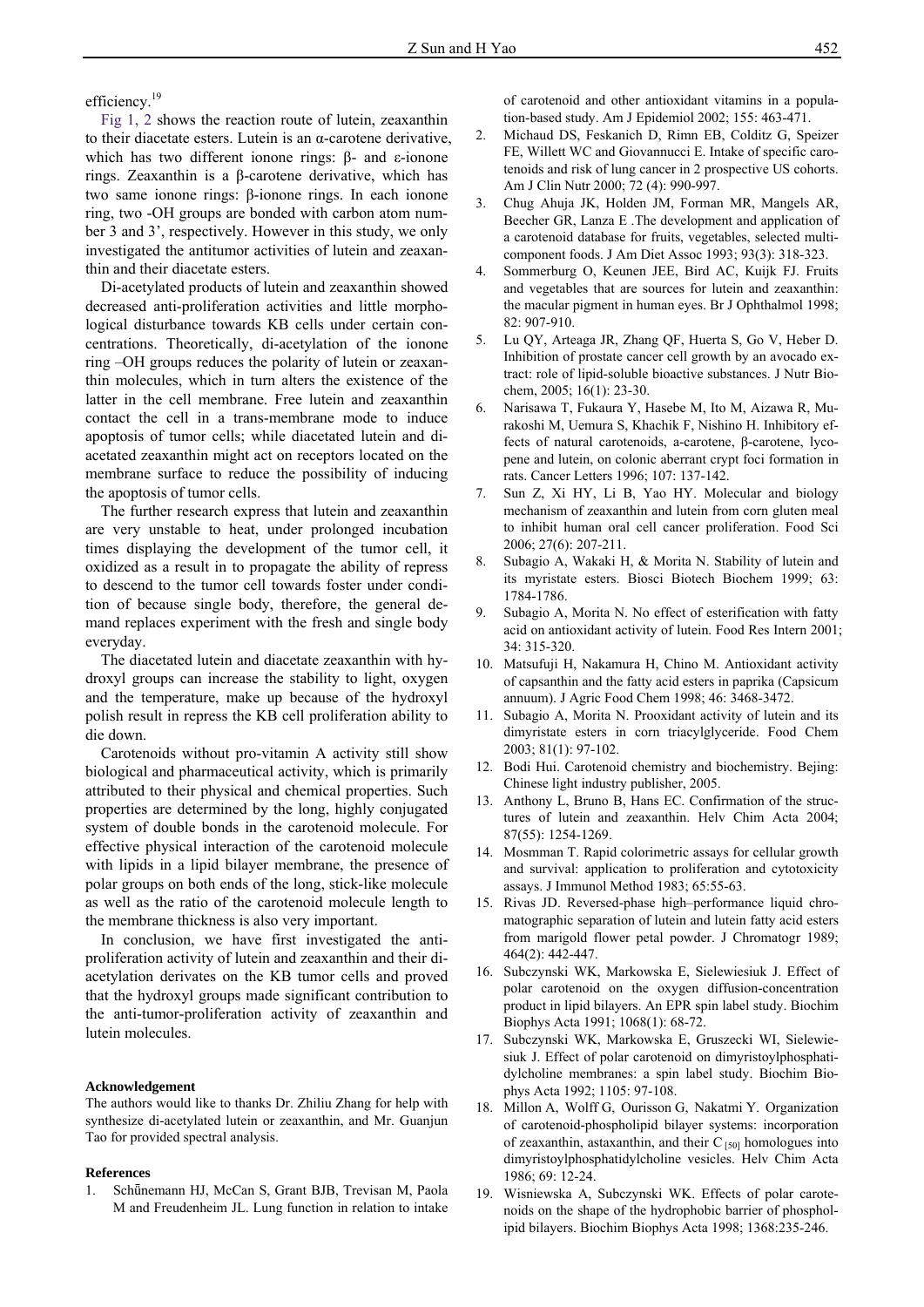efficiency.[19]

Fig 1, 2 shows the reaction route of lutein, zeaxanthin to their diacetate esters. Lutein is an α-carotene derivative, which has two different ionone rings: β- and ε-ionone rings. Zeaxanthin is a β-carotene derivative, which has two same ionone rings: β-ionone rings. In each ionone ring, two -OH groups are bonded with carbon atom number 3 and 3', respectively. However in this study, we only investigated the antitumor activities of lutein and zeaxanthin and their diacetate esters.

Di-acetylated products of lutein and zeaxanthin showed decreased anti-proliferation activities and little morphological disturbance towards KB cells under certain concentrations. Theoretically, di-acetylation of the ionone ring –OH groups reduces the polarity of lutein or zeaxanthin molecules, which in turn alters the existence of the latter in the cell membrane. Free lutein and zeaxanthin contact the cell in a trans-membrane mode to induce apoptosis of tumor cells; while diacetated lutein and diacetated zeaxanthin might act on receptors located on the membrane surface to reduce the possibility of inducing the apoptosis of tumor cells.

The further research express that lutein and zeaxanthin are very unstable to heat, under prolonged incubation times displaying the development of the tumor cell, it oxidized as a result in to propagate the ability of repress to descend to the tumor cell towards foster under condition of because single body, therefore, the general demand replaces experiment with the fresh and single body everyday.

The diacetated lutein and diacetate zeaxanthin with hydroxyl groups can increase the stability to light, oxygen and the temperature, make up because of the hydroxyl polish result in repress the KB cell proliferation ability to die down.

Carotenoids without pro-vitamin A activity still show biological and pharmaceutical activity, which is primarily attributed to their physical and chemical properties. Such properties are determined by the long, highly conjugated system of double bonds in the carotenoid molecule. For effective physical interaction of the carotenoid molecule with lipids in a lipid bilayer membrane, the presence of polar groups on both ends of the long, stick-like molecule as well as the ratio of the carotenoid molecule length to the membrane thickness is also very important.

In conclusion, we have first investigated the anti-proliferation activity of lutein and zeaxanthin and their di-acetylation derivates on the KB tumor cells and proved that the hydroxyl groups made significant contribution to the anti-tumor-proliferation activity of zeaxanthin and lutein molecules.

#### Acknowledgement

The authors would like to thanks Dr. Zhiliu Zhang for help with synthesize di-acetylated lutein or zeaxanthin, and Mr. Guanjun Tao for provided spectral analysis.

#### References

1. Schűnemann HJ, McCan S, Grant BJB, Trevisan M, Paola M and Freudenheim JL. Lung function in relation to intake of carotenoid and other antioxidant vitamins in a population-based study. Am J Epidemiol 2002; 155: 463-471.
2. Michaud DS, Feskanich D, Rimn EB, Colditz G, Speizer FE, Willett WC and Giovannucci E. Intake of specific carotenoids and risk of lung cancer in 2 prospective US cohorts. Am J Clin Nutr 2000; 72 (4): 990-997.
3. Chug Ahuja JK, Holden JM, Forman MR, Mangels AR, Beecher GR, Lanza E .The development and application of a carotenoid database for fruits, vegetables, selected multi-component foods. J Am Diet Assoc 1993; 93(3): 318-323.
4. Sommerburg O, Keunen JEE, Bird AC, Kuijk FJ. Fruits and vegetables that are sources for lutein and zeaxanthin: the macular pigment in human eyes. Br J Ophthalmol 1998; 82: 907-910.
5. Lu QY, Arteaga JR, Zhang QF, Huerta S, Go V, Heber D. Inhibition of prostate cancer cell growth by an avocado extract: role of lipid-soluble bioactive substances. J Nutr Biochem, 2005; 16(1): 23-30.
6. Narisawa T, Fukaura Y, Hasebe M, Ito M, Aizawa R, Murakoshi M, Uemura S, Khachik F, Nishino H. Inhibitory effects of natural carotenoids, a-carotene, β-carotene, lycopene and lutein, on colonic aberrant crypt foci formation in rats. Cancer Letters 1996; 107: 137-142.
7. Sun Z, Xi HY, Li B, Yao HY. Molecular and biology mechanism of zeaxanthin and lutein from corn gluten meal to inhibit human oral cell cancer proliferation. Food Sci 2006; 27(6): 207-211.
8. Subagio A, Wakaki H, & Morita N. Stability of lutein and its myristate esters. Biosci Biotech Biochem 1999; 63: 1784-1786.
9. Subagio A, Morita N. No effect of esterification with fatty acid on antioxidant activity of lutein. Food Res Intern 2001; 34: 315-320.
10. Matsufuji H, Nakamura H, Chino M. Antioxidant activity of capsanthin and the fatty acid esters in paprika (Capsicum annuum). J Agric Food Chem 1998; 46: 3468-3472.
11. Subagio A, Morita N. Prooxidant activity of lutein and its dimyristate esters in corn triacylglyceride. Food Chem 2003; 81(1): 97-102.
12. Bodi Hui. Carotenoid chemistry and biochemistry. Bejing: Chinese light industry publisher, 2005.
13. Anthony L, Bruno B, Hans EC. Confirmation of the structures of lutein and zeaxanthin. Helv Chim Acta 2004; 87(55): 1254-1269.
14. Mosmman T. Rapid colorimetric assays for cellular growth and survival: application to proliferation and cytotoxicity assays. J Immunol Method 1983; 65:55-63.
15. Rivas JD. Reversed-phase high–performance liquid chromatographic separation of lutein and lutein fatty acid esters from marigold flower petal powder. J Chromatogr 1989; 464(2): 442-447.
16. Subczynski WK, Markowska E, Sielewiesiuk J. Effect of polar carotenoid on the oxygen diffusion-concentration product in lipid bilayers. An EPR spin label study. Biochim Biophys Acta 1991; 1068(1): 68-72.
17. Subczynski WK, Markowska E, Gruszecki WI, Sielewiesiuk J. Effect of polar carotenoid on dimyristoylphosphatidylcholine membranes: a spin label study. Biochim Biophys Acta 1992; 1105: 97-108.
18. Millon A, Wolff G, Ourisson G, Nakatmi Y. Organization of carotenoid-phospholipid bilayer systems: incorporation of zeaxanthin, astaxanthin, and their $C_{[50]}$ homologues into dimyristoylphosphatidylcholine vesicles. Helv Chim Acta 1986; 69: 12-24.
19. Wisniewska A, Subczynski WK. Effects of polar carotenoids on the shape of the hydrophobic barrier of phospholipid bilayers. Biochim Biophys Acta 1998; 1368:235-246.